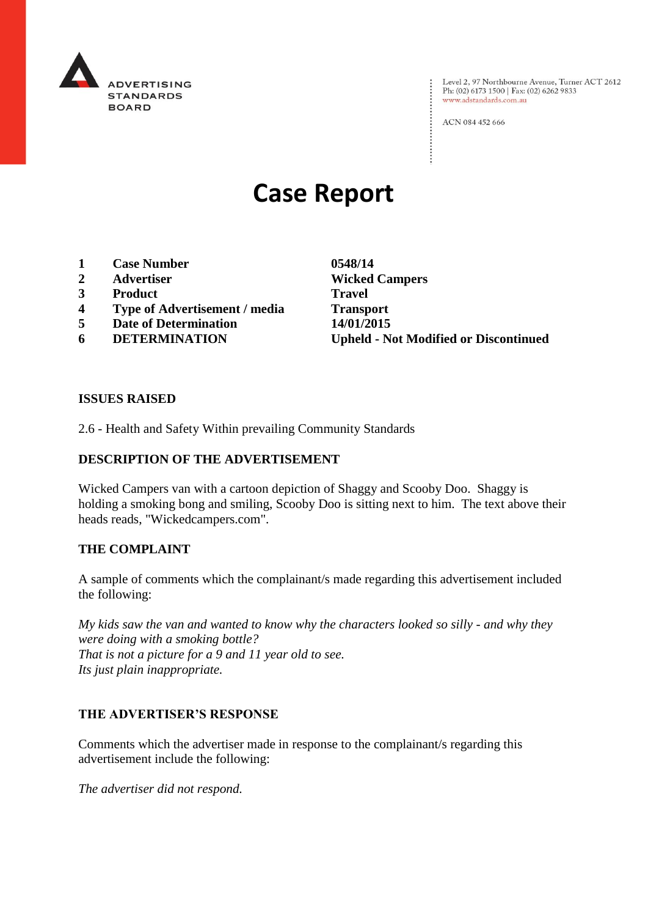ADVERTISING STANDARDS BOARD

Level 2, 97 Northbourne Avenue, Turner ACT 2612
Ph: (02) 6173 1500 | Fax: (02) 6262 9833
www.adstandards.com.au

ACN 084 452 666

# Case Report

| | | |
|---|---|---|
| **1** | **Case Number** | **0548/14** |
| **2** | **Advertiser** | **Wicked Campers** |
| **3** | **Product** | **Travel** |
| **4** | **Type of Advertisement / media** | **Transport** |
| **5** | **Date of Determination** | **14/01/2015** |
| **6** | **DETERMINATION** | **Upheld - Not Modified or Discontinued** |

## ISSUES RAISED

2.6 - Health and Safety Within prevailing Community Standards

## DESCRIPTION OF THE ADVERTISEMENT

Wicked Campers van with a cartoon depiction of Shaggy and Scooby Doo. Shaggy is holding a smoking bong and smiling, Scooby Doo is sitting next to him. The text above their heads reads, "Wickedcampers.com".

## THE COMPLAINT

A sample of comments which the complainant/s made regarding this advertisement included the following:

*My kids saw the van and wanted to know why the characters looked so silly - and why they were doing with a smoking bottle?*
*That is not a picture for a 9 and 11 year old to see.*
*Its just plain inappropriate.*

## THE ADVERTISER'S RESPONSE

Comments which the advertiser made in response to the complainant/s regarding this advertisement include the following:

*The advertiser did not respond.*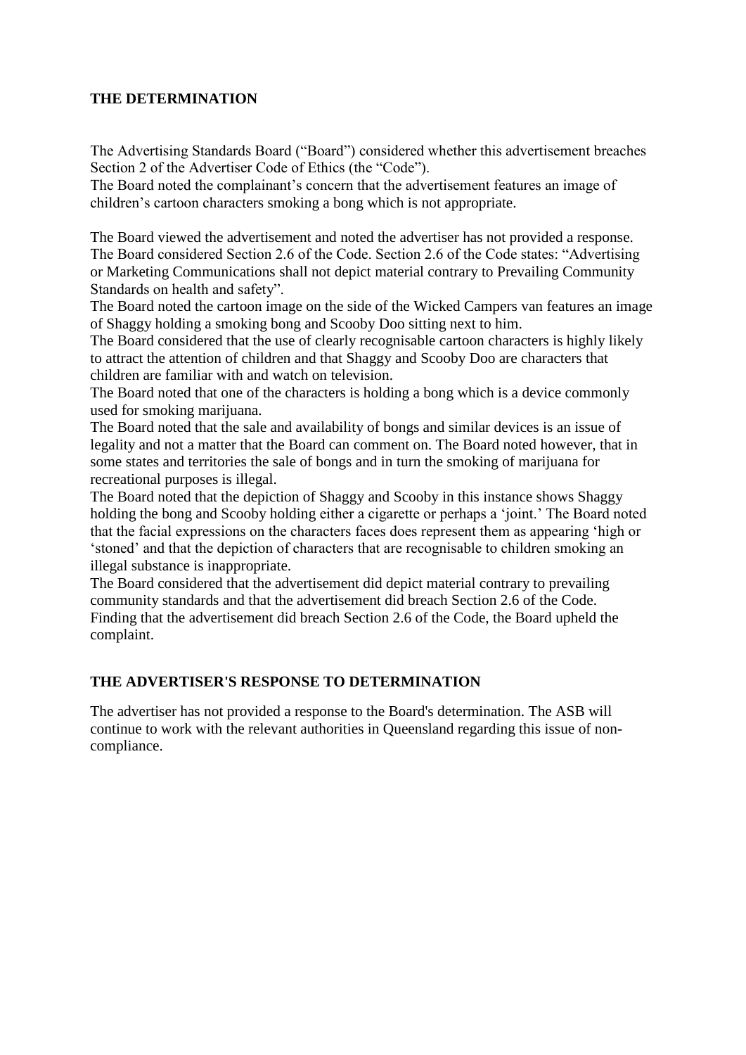## THE DETERMINATION

The Advertising Standards Board ("Board") considered whether this advertisement breaches Section 2 of the Advertiser Code of Ethics (the "Code").

The Board noted the complainant's concern that the advertisement features an image of children's cartoon characters smoking a bong which is not appropriate.

The Board viewed the advertisement and noted the advertiser has not provided a response.

The Board considered Section 2.6 of the Code. Section 2.6 of the Code states: "Advertising or Marketing Communications shall not depict material contrary to Prevailing Community Standards on health and safety".

The Board noted the cartoon image on the side of the Wicked Campers van features an image of Shaggy holding a smoking bong and Scooby Doo sitting next to him.

The Board considered that the use of clearly recognisable cartoon characters is highly likely to attract the attention of children and that Shaggy and Scooby Doo are characters that children are familiar with and watch on television.

The Board noted that one of the characters is holding a bong which is a device commonly used for smoking marijuana.

The Board noted that the sale and availability of bongs and similar devices is an issue of legality and not a matter that the Board can comment on. The Board noted however, that in some states and territories the sale of bongs and in turn the smoking of marijuana for recreational purposes is illegal.

The Board noted that the depiction of Shaggy and Scooby in this instance shows Shaggy holding the bong and Scooby holding either a cigarette or perhaps a 'joint.' The Board noted that the facial expressions on the characters faces does represent them as appearing 'high or 'stoned' and that the depiction of characters that are recognisable to children smoking an illegal substance is inappropriate.

The Board considered that the advertisement did depict material contrary to prevailing community standards and that the advertisement did breach Section 2.6 of the Code.

Finding that the advertisement did breach Section 2.6 of the Code, the Board upheld the complaint.

## THE ADVERTISER'S RESPONSE TO DETERMINATION

The advertiser has not provided a response to the Board's determination. The ASB will continue to work with the relevant authorities in Queensland regarding this issue of non-compliance.